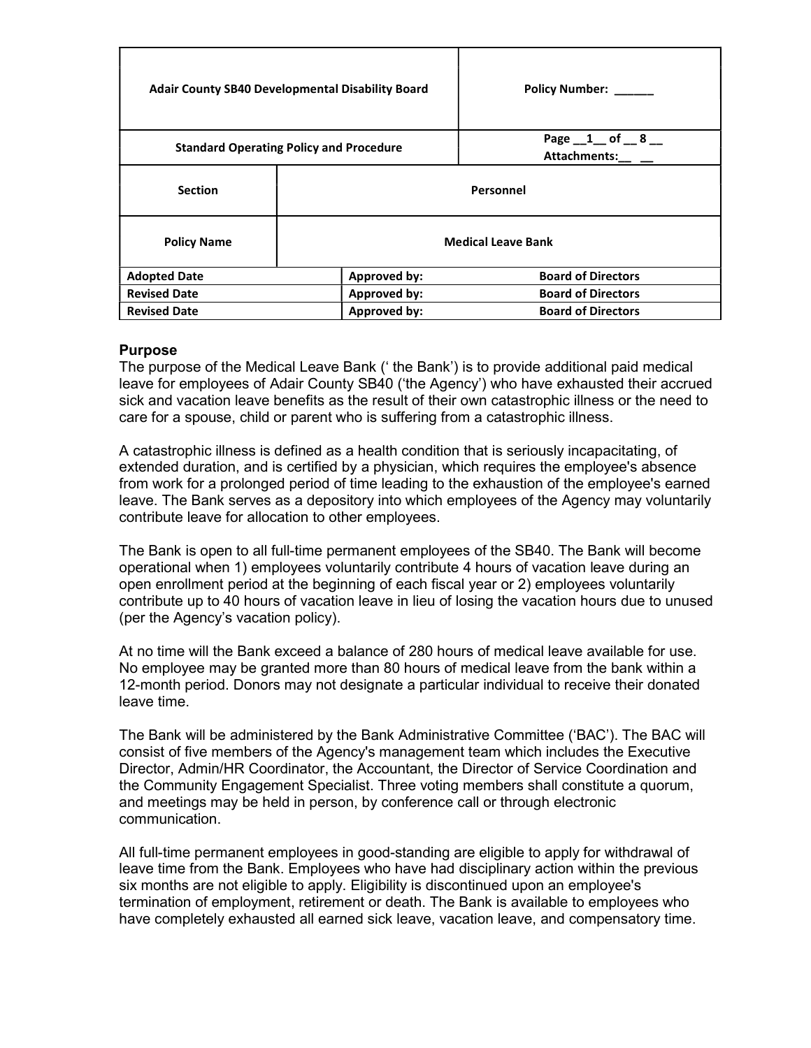| Adair County SB40 Developmental Disability Board | | | Policy Number: ______ |
|---|---|---|---|
| Standard Operating Policy and Procedure | | | Page __1__ of __ 8 __<br>Attachments:__ __ |
| Section | Personnel | | |
| Policy Name | Medical Leave Bank | | |
| Adopted Date | | Approved by: | Board of Directors |
| Revised Date | | Approved by: | Board of Directors |
| Revised Date | | Approved by: | Board of Directors |

### Purpose

The purpose of the Medical Leave Bank (‘ the Bank’) is to provide additional paid medical leave for employees of Adair County SB40 (‘the Agency’) who have exhausted their accrued sick and vacation leave benefits as the result of their own catastrophic illness or the need to care for a spouse, child or parent who is suffering from a catastrophic illness.

A catastrophic illness is defined as a health condition that is seriously incapacitating, of extended duration, and is certified by a physician, which requires the employee's absence from work for a prolonged period of time leading to the exhaustion of the employee's earned leave. The Bank serves as a depository into which employees of the Agency may voluntarily contribute leave for allocation to other employees.

The Bank is open to all full-time permanent employees of the SB40. The Bank will become operational when 1) employees voluntarily contribute 4 hours of vacation leave during an open enrollment period at the beginning of each fiscal year or 2) employees voluntarily contribute up to 40 hours of vacation leave in lieu of losing the vacation hours due to unused (per the Agency’s vacation policy).

At no time will the Bank exceed a balance of 280 hours of medical leave available for use. No employee may be granted more than 80 hours of medical leave from the bank within a 12-month period. Donors may not designate a particular individual to receive their donated leave time.

The Bank will be administered by the Bank Administrative Committee (‘BAC’). The BAC will consist of five members of the Agency's management team which includes the Executive Director, Admin/HR Coordinator, the Accountant, the Director of Service Coordination and the Community Engagement Specialist. Three voting members shall constitute a quorum, and meetings may be held in person, by conference call or through electronic communication.

All full-time permanent employees in good-standing are eligible to apply for withdrawal of leave time from the Bank. Employees who have had disciplinary action within the previous six months are not eligible to apply. Eligibility is discontinued upon an employee's termination of employment, retirement or death. The Bank is available to employees who have completely exhausted all earned sick leave, vacation leave, and compensatory time.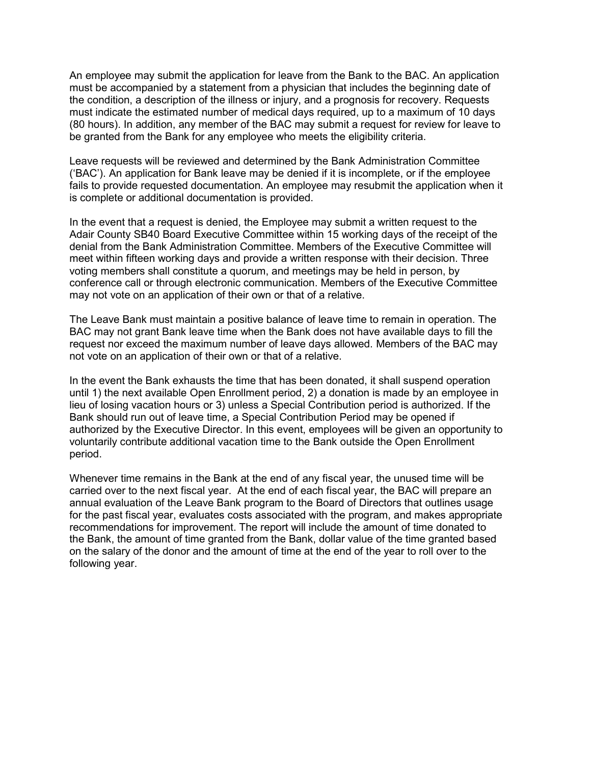An employee may submit the application for leave from the Bank to the BAC. An application must be accompanied by a statement from a physician that includes the beginning date of the condition, a description of the illness or injury, and a prognosis for recovery. Requests must indicate the estimated number of medical days required, up to a maximum of 10 days (80 hours). In addition, any member of the BAC may submit a request for review for leave to be granted from the Bank for any employee who meets the eligibility criteria.

Leave requests will be reviewed and determined by the Bank Administration Committee ('BAC'). An application for Bank leave may be denied if it is incomplete, or if the employee fails to provide requested documentation. An employee may resubmit the application when it is complete or additional documentation is provided.

In the event that a request is denied, the Employee may submit a written request to the Adair County SB40 Board Executive Committee within 15 working days of the receipt of the denial from the Bank Administration Committee. Members of the Executive Committee will meet within fifteen working days and provide a written response with their decision. Three voting members shall constitute a quorum, and meetings may be held in person, by conference call or through electronic communication. Members of the Executive Committee may not vote on an application of their own or that of a relative.

The Leave Bank must maintain a positive balance of leave time to remain in operation. The BAC may not grant Bank leave time when the Bank does not have available days to fill the request nor exceed the maximum number of leave days allowed. Members of the BAC may not vote on an application of their own or that of a relative.

In the event the Bank exhausts the time that has been donated, it shall suspend operation until 1) the next available Open Enrollment period, 2) a donation is made by an employee in lieu of losing vacation hours or 3) unless a Special Contribution period is authorized. If the Bank should run out of leave time, a Special Contribution Period may be opened if authorized by the Executive Director. In this event, employees will be given an opportunity to voluntarily contribute additional vacation time to the Bank outside the Open Enrollment period.

Whenever time remains in the Bank at the end of any fiscal year, the unused time will be carried over to the next fiscal year. At the end of each fiscal year, the BAC will prepare an annual evaluation of the Leave Bank program to the Board of Directors that outlines usage for the past fiscal year, evaluates costs associated with the program, and makes appropriate recommendations for improvement. The report will include the amount of time donated to the Bank, the amount of time granted from the Bank, dollar value of the time granted based on the salary of the donor and the amount of time at the end of the year to roll over to the following year.